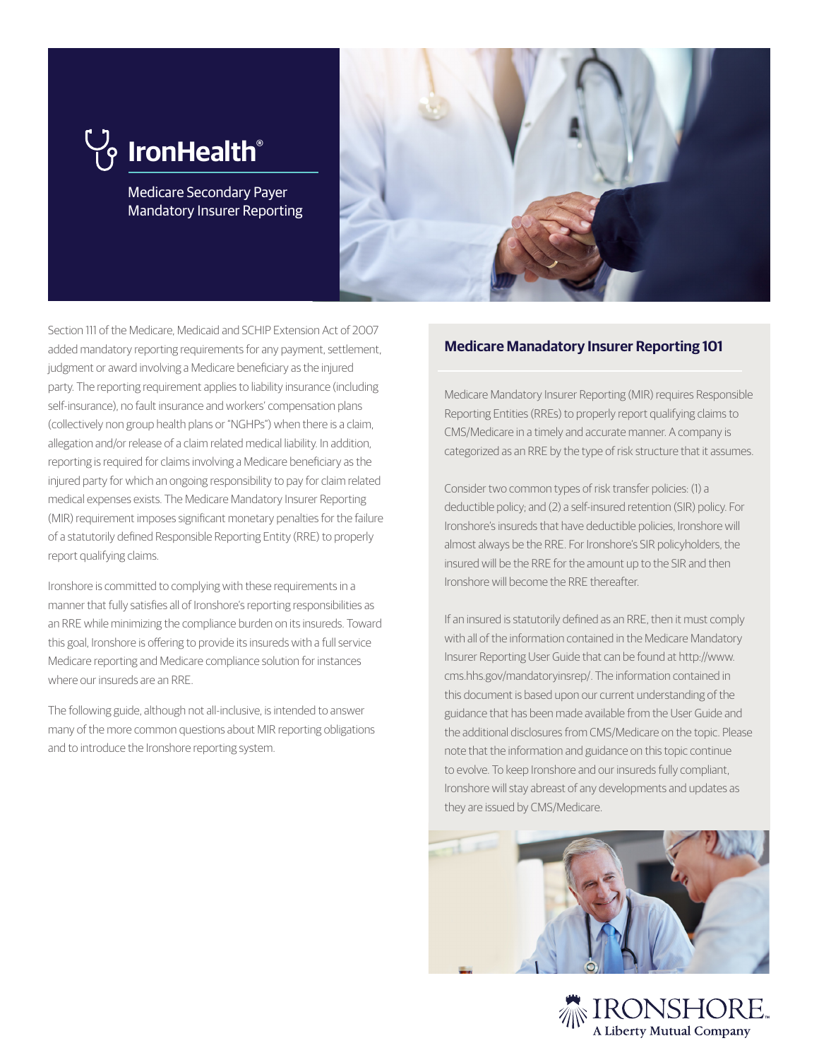# IronHealth®

Medicare Secondary Payer
Mandatory Insurer Reporting

Section 111 of the Medicare, Medicaid and SCHIP Extension Act of 2007 added mandatory reporting requirements for any payment, settlement, judgment or award involving a Medicare beneficiary as the injured party. The reporting requirement applies to liability insurance (including self-insurance), no fault insurance and workers' compensation plans (collectively non group health plans or "NGHPs") when there is a claim, allegation and/or release of a claim related medical liability. In addition, reporting is required for claims involving a Medicare beneficiary as the injured party for which an ongoing responsibility to pay for claim related medical expenses exists. The Medicare Mandatory Insurer Reporting (MIR) requirement imposes significant monetary penalties for the failure of a statutorily defined Responsible Reporting Entity (RRE) to properly report qualifying claims.

Ironshore is committed to complying with these requirements in a manner that fully satisfies all of Ironshore's reporting responsibilities as an RRE while minimizing the compliance burden on its insureds. Toward this goal, Ironshore is offering to provide its insureds with a full service Medicare reporting and Medicare compliance solution for instances where our insureds are an RRE.

The following guide, although not all-inclusive, is intended to answer many of the more common questions about MIR reporting obligations and to introduce the Ironshore reporting system.

## Medicare Manadatory Insurer Reporting 101

Medicare Mandatory Insurer Reporting (MIR) requires Responsible Reporting Entities (RREs) to properly report qualifying claims to CMS/Medicare in a timely and accurate manner. A company is categorized as an RRE by the type of risk structure that it assumes.

Consider two common types of risk transfer policies: (1) a deductible policy; and (2) a self-insured retention (SIR) policy. For Ironshore's insureds that have deductible policies, Ironshore will almost always be the RRE. For Ironshore's SIR policyholders, the insured will be the RRE for the amount up to the SIR and then Ironshore will become the RRE thereafter.

If an insured is statutorily defined as an RRE, then it must comply with all of the information contained in the Medicare Mandatory Insurer Reporting User Guide that can be found at http://www.cms.hhs.gov/mandatoryinsrep/. The information contained in this document is based upon our current understanding of the guidance that has been made available from the User Guide and the additional disclosures from CMS/Medicare on the topic. Please note that the information and guidance on this topic continue to evolve. To keep Ironshore and our insureds fully compliant, Ironshore will stay abreast of any developments and updates as they are issued by CMS/Medicare.

IRONSHORE
A Liberty Mutual Company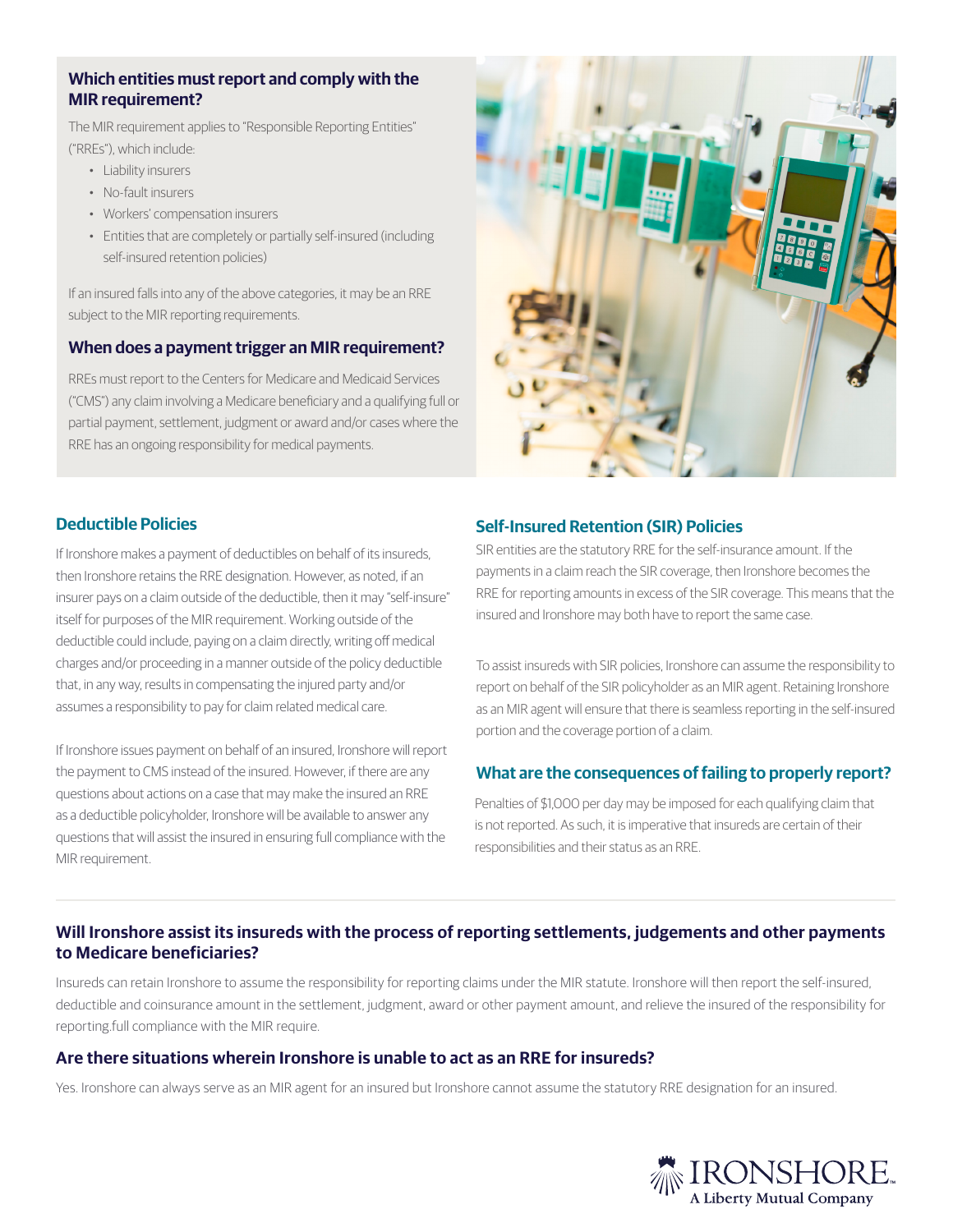## Which entities must report and comply with the MIR requirement?

The MIR requirement applies to "Responsible Reporting Entities" ("RREs"), which include:

- Liability insurers
- No-fault insurers
- Workers' compensation insurers
- Entities that are completely or partially self-insured (including self-insured retention policies)

If an insured falls into any of the above categories, it may be an RRE subject to the MIR reporting requirements.

## When does a payment trigger an MIR requirement?

RREs must report to the Centers for Medicare and Medicaid Services ("CMS") any claim involving a Medicare beneficiary and a qualifying full or partial payment, settlement, judgment or award and/or cases where the RRE has an ongoing responsibility for medical payments.

## Deductible Policies

If Ironshore makes a payment of deductibles on behalf of its insureds, then Ironshore retains the RRE designation. However, as noted, if an insurer pays on a claim outside of the deductible, then it may "self-insure" itself for purposes of the MIR requirement. Working outside of the deductible could include, paying on a claim directly, writing off medical charges and/or proceeding in a manner outside of the policy deductible that, in any way, results in compensating the injured party and/or assumes a responsibility to pay for claim related medical care.

If Ironshore issues payment on behalf of an insured, Ironshore will report the payment to CMS instead of the insured. However, if there are any questions about actions on a case that may make the insured an RRE as a deductible policyholder, Ironshore will be available to answer any questions that will assist the insured in ensuring full compliance with the MIR requirement.

## Self-Insured Retention (SIR) Policies

SIR entities are the statutory RRE for the self-insurance amount. If the payments in a claim reach the SIR coverage, then Ironshore becomes the RRE for reporting amounts in excess of the SIR coverage. This means that the insured and Ironshore may both have to report the same case.

To assist insureds with SIR policies, Ironshore can assume the responsibility to report on behalf of the SIR policyholder as an MIR agent. Retaining Ironshore as an MIR agent will ensure that there is seamless reporting in the self-insured portion and the coverage portion of a claim.

## What are the consequences of failing to properly report?

Penalties of $1,000 per day may be imposed for each qualifying claim that is not reported. As such, it is imperative that insureds are certain of their responsibilities and their status as an RRE.

## Will Ironshore assist its insureds with the process of reporting settlements, judgements and other payments to Medicare beneficiaries?

Insureds can retain Ironshore to assume the responsibility for reporting claims under the MIR statute. Ironshore will then report the self-insured, deductible and coinsurance amount in the settlement, judgment, award or other payment amount, and relieve the insured of the responsibility for reporting.full compliance with the MIR require.

## Are there situations wherein Ironshore is unable to act as an RRE for insureds?

Yes. Ironshore can always serve as an MIR agent for an insured but Ironshore cannot assume the statutory RRE designation for an insured.

IRONSHORE
A Liberty Mutual Company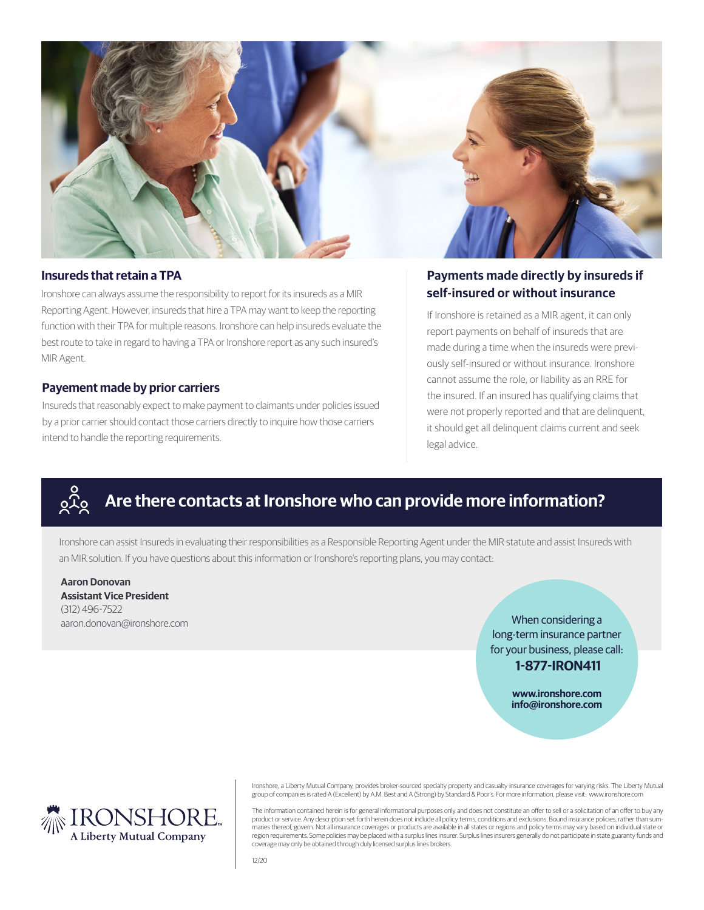## Insureds that retain a TPA

Ironshore can always assume the responsibility to report for its insureds as a MIR Reporting Agent. However, insureds that hire a TPA may want to keep the reporting function with their TPA for multiple reasons. Ironshore can help insureds evaluate the best route to take in regard to having a TPA or Ironshore report as any such insured's MIR Agent.

## Payement made by prior carriers

Insureds that reasonably expect to make payment to claimants under policies issued by a prior carrier should contact those carriers directly to inquire how those carriers intend to handle the reporting requirements.

## Payments made directly by insureds if self-insured or without insurance

If Ironshore is retained as a MIR agent, it can only report payments on behalf of insureds that are made during a time when the insureds were previously self-insured or without insurance. Ironshore cannot assume the role, or liability as an RRE for the insured. If an insured has qualifying claims that were not properly reported and that are delinquent, it should get all delinquent claims current and seek legal advice.

## Are there contacts at Ironshore who can provide more information?

Ironshore can assist Insureds in evaluating their responsibilities as a Responsible Reporting Agent under the MIR statute and assist Insureds with an MIR solution. If you have questions about this information or Ironshore's reporting plans, you may contact:

**Aaron Donovan**
**Assistant Vice President**
(312) 496-7522
aaron.donovan@ironshore.com

When considering a long-term insurance partner for your business, please call:
**1-877-IRON411**

**www.ironshore.com**
**info@ironshore.com**

IRONSHORE
A Liberty Mutual Company

Ironshore, a Liberty Mutual Company, provides broker-sourced specialty property and casualty insurance coverages for varying risks. The Liberty Mutual group of companies is rated A (Excellent) by A.M. Best and A (Strong) by Standard & Poor's. For more information, please visit: www.ironshore.com

The information contained herein is for general informational purposes only and does not constitute an offer to sell or a solicitation of an offer to buy any product or service. Any description set forth herein does not include all policy terms, conditions and exclusions. Bound insurance policies, rather than summaries thereof, govern. Not all insurance coverages or products are available in all states or regions and policy terms may vary based on individual state or region requirements. Some policies may be placed with a surplus lines insurer. Surplus lines insurers generally do not participate in state guaranty funds and coverage may only be obtained through duly licensed surplus lines brokers.

12/20